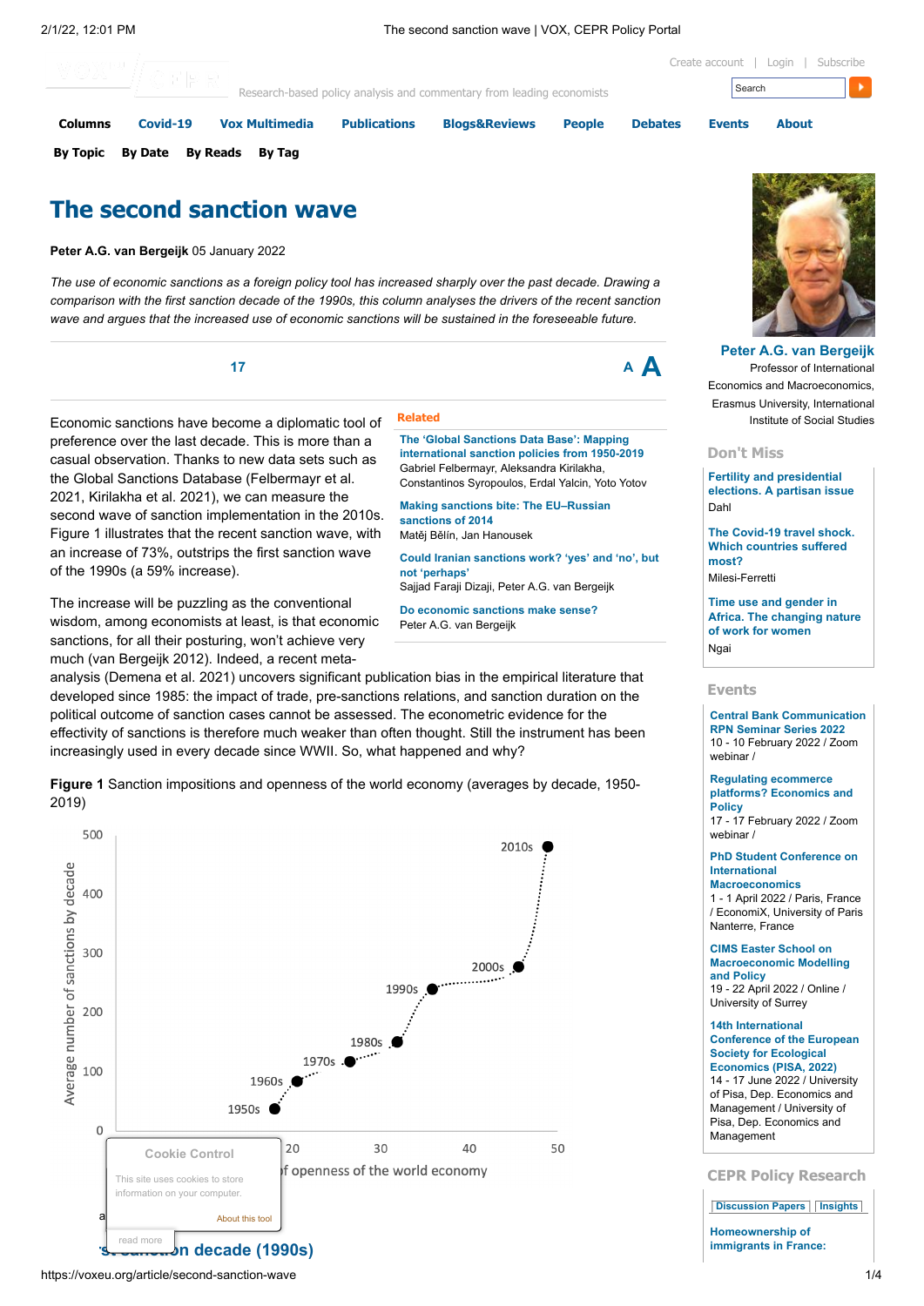# The second sanction wave

**Peter A.G. van Bergeijk** 05 January 2022

*The use of economic sanctions as a foreign policy tool has increased sharply over the past decade. Drawing a comparison with the first sanction decade of the 1990s, this column analyses the drivers of the recent sanction wave and argues that the increased use of economic sanctions will be sustained in the foreseeable future.*

Economic sanctions have become a diplomatic tool of preference over the last decade. This is more than a casual observation. Thanks to new data sets such as the Global Sanctions Database (Felbermayr et al. 2021, Kirilakha et al. 2021), we can measure the second wave of sanction implementation in the 2010s. Figure 1 illustrates that the recent sanction wave, with an increase of 73%, outstrips the first sanction wave of the 1990s (a 59% increase).

The increase will be puzzling as the conventional wisdom, among economists at least, is that economic sanctions, for all their posturing, won't achieve very much (van Bergeijk 2012). Indeed, a recent meta-analysis (Demena et al. 2021) uncovers significant publication bias in the empirical literature that developed since 1985: the impact of trade, pre-sanctions relations, and sanction duration on the political outcome of sanction cases cannot be assessed. The econometric evidence for the effectivity of sanctions is therefore much weaker than often thought. Still the instrument has been increasingly used in every decade since WWII. So, what happened and why?

**Related**

- The 'Global Sanctions Data Base': Mapping international sanction policies from 1950-2019 — Gabriel Felbermayr, Aleksandra Kirilakha, Constantinos Syropoulos, Erdal Yalcin, Yoto Yotov
- Making sanctions bite: The EU–Russian sanctions of 2014 — Matěj Bělín, Jan Hanousek
- Could Iranian sanctions work? 'yes' and 'no', but not 'perhaps' — Sajjad Faraji Dizaji, Peter A.G. van Bergeijk
- Do economic sanctions make sense? — Peter A.G. van Bergeijk

**Figure 1** Sanction impositions and openness of the world economy (averages by decade, 1950-2019)

## …st sanction decade (1990s)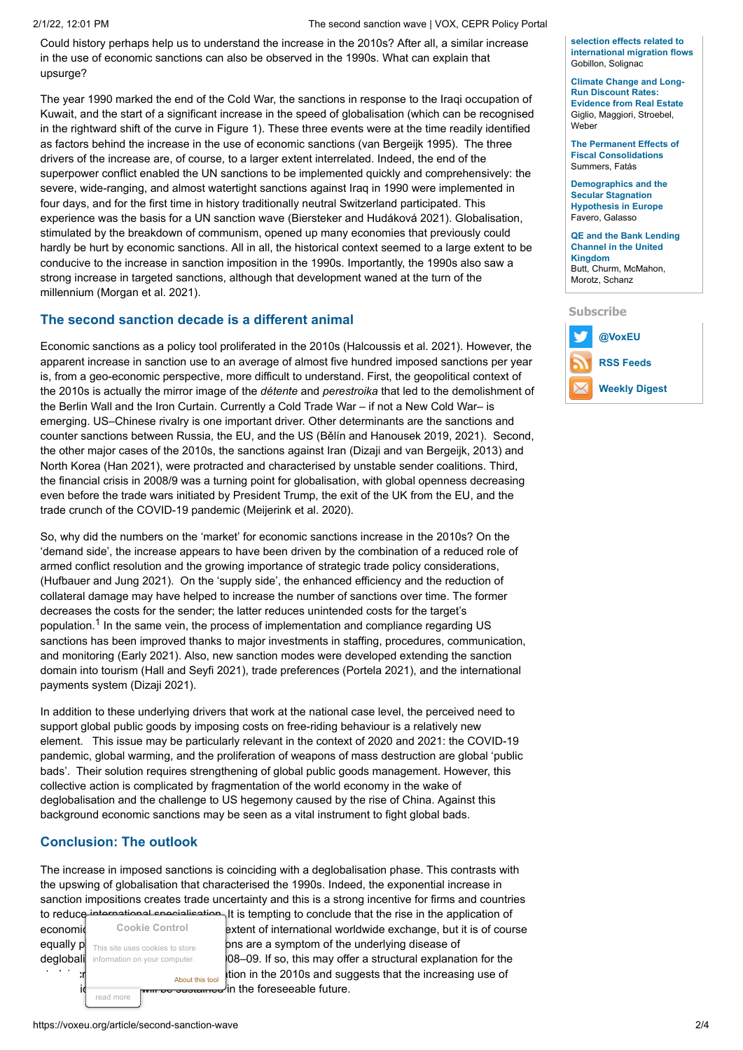Could history perhaps help us to understand the increase in the 2010s? After all, a similar increase in the use of economic sanctions can also be observed in the 1990s. What can explain that upsurge?

The year 1990 marked the end of the Cold War, the sanctions in response to the Iraqi occupation of Kuwait, and the start of a significant increase in the speed of globalisation (which can be recognised in the rightward shift of the curve in Figure 1). These three events were at the time readily identified as factors behind the increase in the use of economic sanctions (van Bergeijk 1995). The three drivers of the increase are, of course, to a larger extent interrelated. Indeed, the end of the superpower conflict enabled the UN sanctions to be implemented quickly and comprehensively: the severe, wide-ranging, and almost watertight sanctions against Iraq in 1990 were implemented in four days, and for the first time in history traditionally neutral Switzerland participated. This experience was the basis for a UN sanction wave (Biersteker and Hudáková 2021). Globalisation, stimulated by the breakdown of communism, opened up many economies that previously could hardly be hurt by economic sanctions. All in all, the historical context seemed to a large extent to be conducive to the increase in sanction imposition in the 1990s. Importantly, the 1990s also saw a strong increase in targeted sanctions, although that development waned at the turn of the millennium (Morgan et al. 2021).

## The second sanction decade is a different animal

Economic sanctions as a policy tool proliferated in the 2010s (Halcoussis et al. 2021). However, the apparent increase in sanction use to an average of almost five hundred imposed sanctions per year is, from a geo-economic perspective, more difficult to understand. First, the geopolitical context of the 2010s is actually the mirror image of the *détente* and *perestroika* that led to the demolishment of the Berlin Wall and the Iron Curtain. Currently a Cold Trade War – if not a New Cold War– is emerging. US–Chinese rivalry is one important driver. Other determinants are the sanctions and counter sanctions between Russia, the EU, and the US (Bělín and Hanousek 2019, 2021). Second, the other major cases of the 2010s, the sanctions against Iran (Dizaji and van Bergeijk, 2013) and North Korea (Han 2021), were protracted and characterised by unstable sender coalitions. Third, the financial crisis in 2008/9 was a turning point for globalisation, with global openness decreasing even before the trade wars initiated by President Trump, the exit of the UK from the EU, and the trade crunch of the COVID-19 pandemic (Meijerink et al. 2020).

So, why did the numbers on the 'market' for economic sanctions increase in the 2010s? On the 'demand side', the increase appears to have been driven by the combination of a reduced role of armed conflict resolution and the growing importance of strategic trade policy considerations, (Hufbauer and Jung 2021). On the 'supply side', the enhanced efficiency and the reduction of collateral damage may have helped to increase the number of sanctions over time. The former decreases the costs for the sender; the latter reduces unintended costs for the target's population.[1] In the same vein, the process of implementation and compliance regarding US sanctions has been improved thanks to major investments in staffing, procedures, communication, and monitoring (Early 2021). Also, new sanction modes were developed extending the sanction domain into tourism (Hall and Seyfi 2021), trade preferences (Portela 2021), and the international payments system (Dizaji 2021).

In addition to these underlying drivers that work at the national case level, the perceived need to support global public goods by imposing costs on free-riding behaviour is a relatively new element. This issue may be particularly relevant in the context of 2020 and 2021: the COVID-19 pandemic, global warming, and the proliferation of weapons of mass destruction are global 'public bads'. Their solution requires strengthening of global public goods management. However, this collective action is complicated by fragmentation of the world economy in the wake of deglobalisation and the challenge to US hegemony caused by the rise of China. Against this background economic sanctions may be seen as a vital instrument to fight global bads.

## Conclusion: The outlook

The increase in imposed sanctions is coinciding with a deglobalisation phase. This contrasts with the upswing of globalisation that characterised the 1990s. Indeed, the exponential increase in sanction impositions creates trade uncertainty and this is a strong incentive for firms and countries to reduce international specialisation. It is tempting to conclude that the rise in the application of economic [...] extent of international worldwide exchange, but it is of course equally p[...]ons are a symptom of the underlying disease of deglobali[...]08–09. If so, this may offer a structural explanation for the [...]tion in the 2010s and suggests that the increasing use of i[...] will be sustained in the foreseeable future.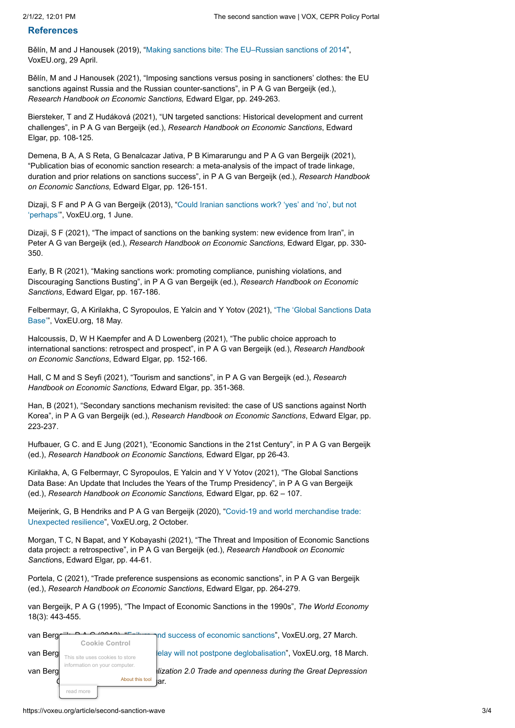## References

Bělín, M and J Hanousek (2019), "Making sanctions bite: The EU–Russian sanctions of 2014", VoxEU.org, 29 April.

Bělín, M and J Hanousek (2021), "Imposing sanctions versus posing in sanctioners' clothes: the EU sanctions against Russia and the Russian counter-sanctions", in P A G van Bergeijk (ed.), *Research Handbook on Economic Sanctions,* Edward Elgar, pp. 249-263.

Biersteker, T and Z Hudáková (2021), "UN targeted sanctions: Historical development and current challenges", in P A G van Bergeijk (ed.), *Research Handbook on Economic Sanctions*, Edward Elgar, pp. 108-125.

Demena, B A, A S Reta, G Benalcazar Jativa, P B Kimararungu and P A G van Bergeijk (2021), "Publication bias of economic sanction research: a meta-analysis of the impact of trade linkage, duration and prior relations on sanctions success", in P A G van Bergeijk (ed.), *Research Handbook on Economic Sanctions,* Edward Elgar, pp. 126-151.

Dizaji, S F and P A G van Bergeijk (2013), "Could Iranian sanctions work? 'yes' and 'no', but not 'perhaps'", VoxEU.org, 1 June.

Dizaji, S F (2021), "The impact of sanctions on the banking system: new evidence from Iran", in Peter A G van Bergeijk (ed.), *Research Handbook on Economic Sanctions,* Edward Elgar, pp. 330-350.

Early, B R (2021), "Making sanctions work: promoting compliance, punishing violations, and Discouraging Sanctions Busting", in P A G van Bergeijk (ed.), *Research Handbook on Economic Sanctions*, Edward Elgar, pp. 167-186.

Felbermayr, G, A Kirilakha, C Syropoulos, E Yalcin and Y Yotov (2021), "The 'Global Sanctions Data Base'", VoxEU.org, 18 May.

Halcoussis, D, W H Kaempfer and A D Lowenberg (2021), "The public choice approach to international sanctions: retrospect and prospect", in P A G van Bergeijk (ed.), *Research Handbook on Economic Sanctions*, Edward Elgar, pp. 152-166.

Hall, C M and S Seyfi (2021), "Tourism and sanctions", in P A G van Bergeijk (ed.), *Research Handbook on Economic Sanctions,* Edward Elgar, pp. 351-368.

Han, B (2021), "Secondary sanctions mechanism revisited: the case of US sanctions against North Korea", in P A G van Bergeijk (ed.), *Research Handbook on Economic Sanctions*, Edward Elgar, pp. 223-237.

Hufbauer, G C. and E Jung (2021), "Economic Sanctions in the 21st Century", in P A G van Bergeijk (ed.), *Research Handbook on Economic Sanctions,* Edward Elgar, pp 26-43.

Kirilakha, A, G Felbermayr, C Syropoulos, E Yalcin and Y V Yotov (2021), "The Global Sanctions Data Base: An Update that Includes the Years of the Trump Presidency", in P A G van Bergeijk (ed.), *Research Handbook on Economic Sanctions,* Edward Elgar, pp. 62 – 107.

Meijerink, G, B Hendriks and P A G van Bergeijk (2020), "Covid-19 and world merchandise trade: Unexpected resilience", VoxEU.org, 2 October.

Morgan, T C, N Bapat, and Y Kobayashi (2021), "The Threat and Imposition of Economic Sanctions data project: a retrospective", in P A G van Bergeijk (ed.), *Research Handbook on Economic Sanctions*, Edward Elgar, pp. 44-61.

Portela, C (2021), "Trade preference suspensions as economic sanctions", in P A G van Bergeijk (ed.), *Research Handbook on Economic Sanctions*, Edward Elgar, pp. 264-279.

van Bergeijk, P A G (1995), "The Impact of Economic Sanctions in the 1990s", *The World Economy* 18(3): 443-455.

van Berg... P A G (2019), "F... and success of economic sanctions", VoxEU.org, 27 March.

van Berg... delay will not postpone deglobalisation", VoxEU.org, 18 March.

van Berg... *lization 2.0 Trade and openness during the Great Depression* ... ar.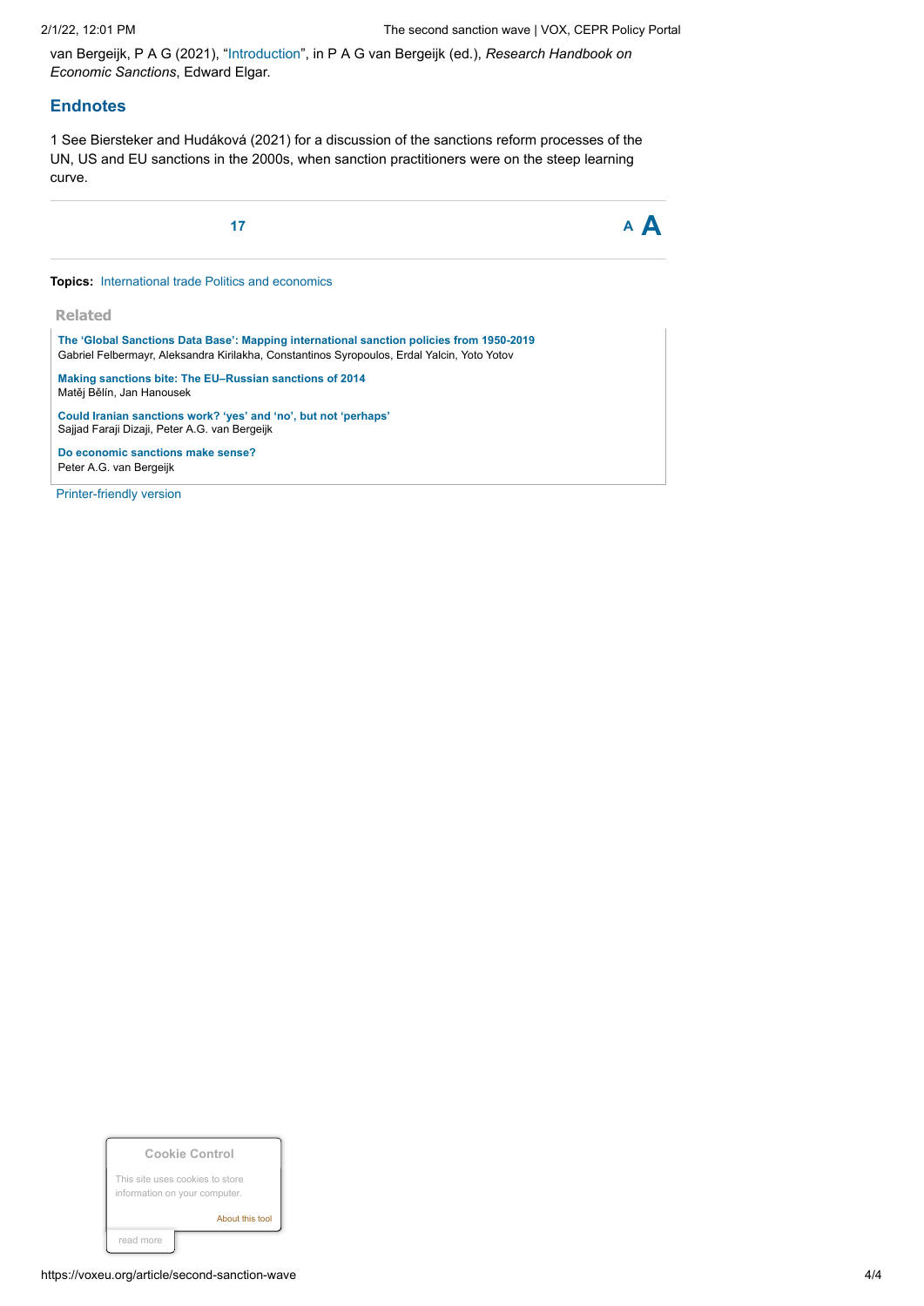van Bergeijk, P A G (2021), "Introduction", in P A G van Bergeijk (ed.), *Research Handbook on Economic Sanctions*, Edward Elgar.

## Endnotes

1 See Biersteker and Hudáková (2021) for a discussion of the sanctions reform processes of the UN, US and EU sanctions in the 2000s, when sanction practitioners were on the steep learning curve.

17

A A

**Topics:** International trade Politics and economics

### Related

**The 'Global Sanctions Data Base': Mapping international sanction policies from 1950-2019**
Gabriel Felbermayr, Aleksandra Kirilakha, Constantinos Syropoulos, Erdal Yalcin, Yoto Yotov

**Making sanctions bite: The EU–Russian sanctions of 2014**
Matěj Bělín, Jan Hanousek

**Could Iranian sanctions work? 'yes' and 'no', but not 'perhaps'**
Sajjad Faraji Dizaji, Peter A.G. van Bergeijk

**Do economic sanctions make sense?**
Peter A.G. van Bergeijk

Printer-friendly version

Cookie Control

This site uses cookies to store information on your computer.

About this tool

read more